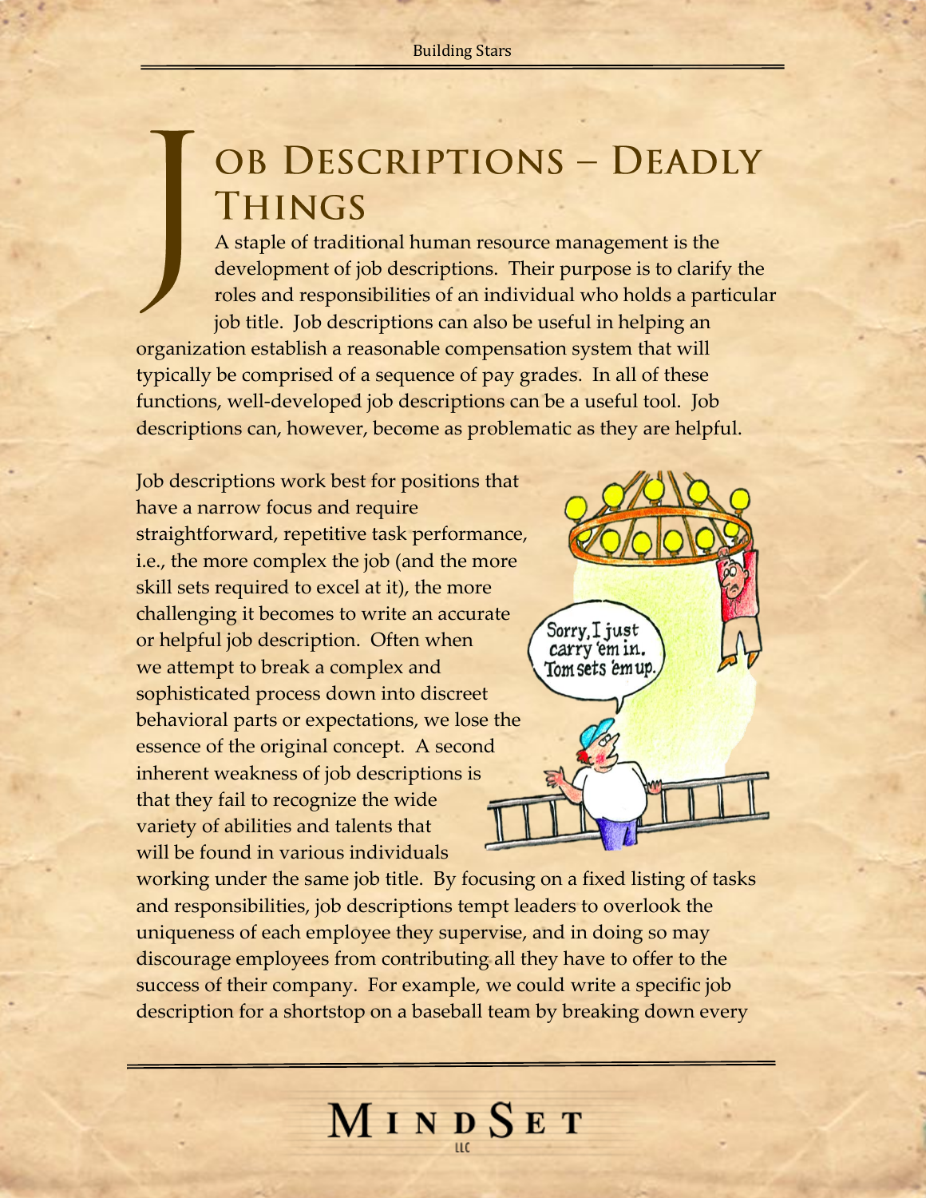# Job Descriptions – Deadly Things

A staple of traditional human resource management is the development of job descriptions. Their purpose is to clarify the roles and responsibilities of an individual who holds a particular job title. Job descriptions can also be useful in helping an organization establish a reasonable compensation system that will typically be comprised of a sequence of pay grades. In all of these functions, well-developed job descriptions can be a useful tool. Job descriptions can, however, become as problematic as they are helpful.

Job descriptions work best for positions that have a narrow focus and require straightforward, repetitive task performance, i.e., the more complex the job (and the more skill sets required to excel at it), the more challenging it becomes to write an accurate or helpful job description. Often when we attempt to break a complex and sophisticated process down into discreet behavioral parts or expectations, we lose the essence of the original concept. A second inherent weakness of job descriptions is that they fail to recognize the wide variety of abilities and talents that will be found in various individuals working under the same job title. By focusing on a fixed listing of tasks and responsibilities, job descriptions tempt leaders to overlook the uniqueness of each employee they supervise, and in doing so may discourage employees from contributing all they have to offer to the success of their company. For example, we could write a specific job description for a shortstop on a baseball team by breaking down every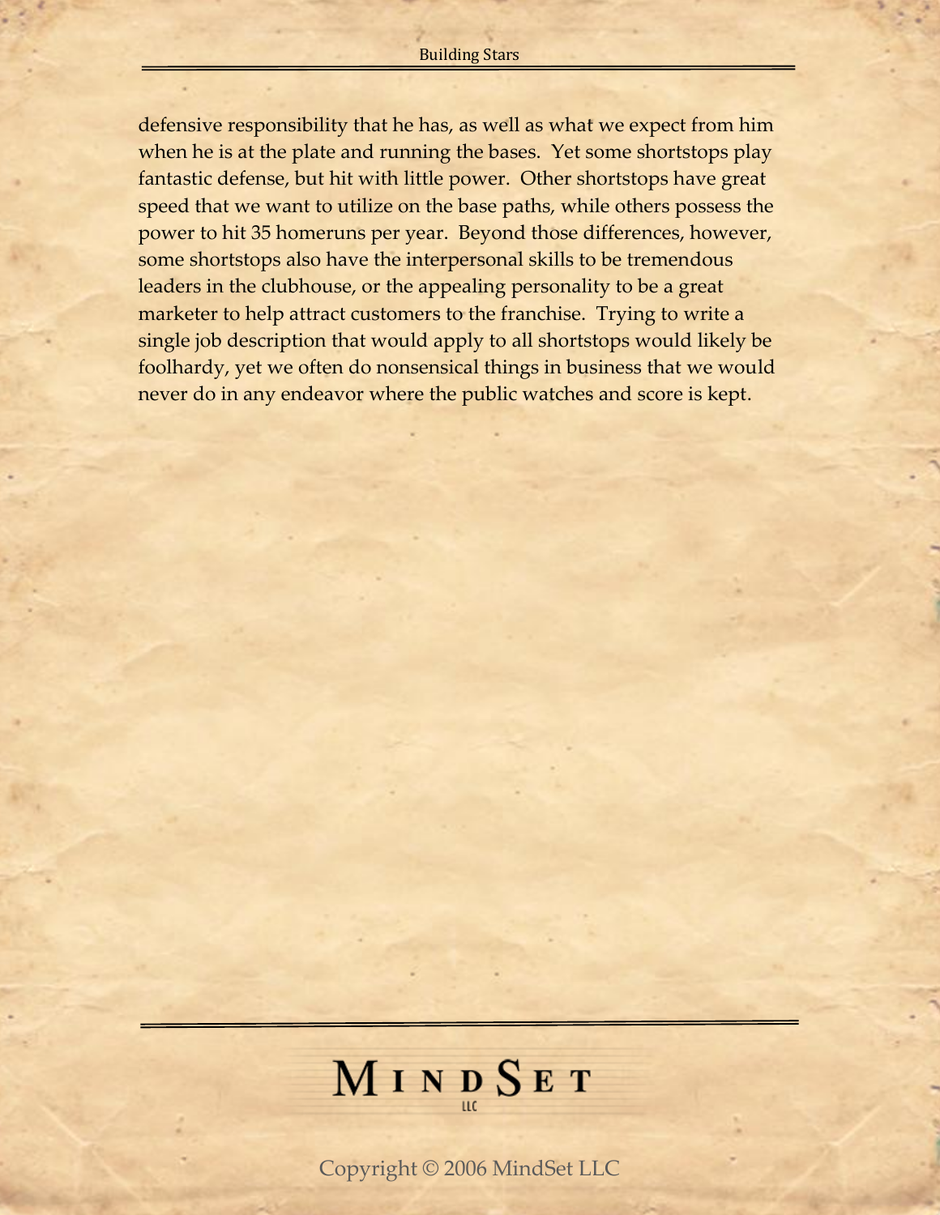defensive responsibility that he has, as well as what we expect from him when he is at the plate and running the bases. Yet some shortstops play fantastic defense, but hit with little power. Other shortstops have great speed that we want to utilize on the base paths, while others possess the power to hit 35 homeruns per year. Beyond those differences, however, some shortstops also have the interpersonal skills to be tremendous leaders in the clubhouse, or the appealing personality to be a great marketer to help attract customers to the franchise. Trying to write a single job description that would apply to all shortstops would likely be foolhardy, yet we often do nonsensical things in business that we would never do in any endeavor where the public watches and score is kept.